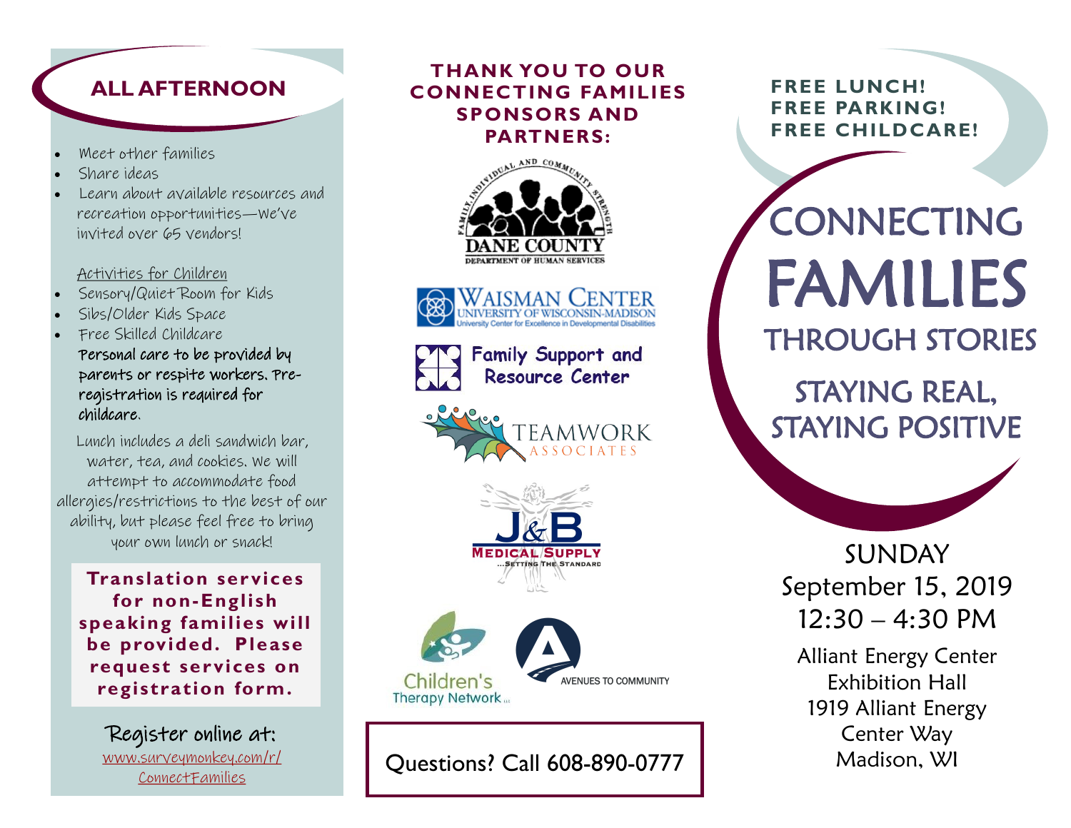## ALL AFTERNOON

- Meet other families
- Share ideas
- Learn about available resources and recreation opportunities—we've invited over 65 vendors!

Activities for Children

- Sensory/Quiet Room for Kids
- Sibs/Older Kids Space
- Free Skilled Childcare
  Personal care to be provided by parents or respite workers. Pre-registration is required for childcare.

Lunch includes a deli sandwich bar, water, tea, and cookies. We will attempt to accommodate food allergies/restrictions to the best of our ability, but please feel free to bring your own lunch or snack!

**Translation services for non-English speaking families will be provided. Please request services on registration form.**

Register online at:
www.surveymonkey.com/r/ConnectFamilies

**THANK YOU TO OUR CONNECTING FAMILIES SPONSORS AND PARTNERS:**

Dane County Department of Human Services

Waisman Center, University of Wisconsin-Madison

Family Support and Resource Center

Teamwork Associates

J&B Medical Supply

Children's Therapy Network

Avenues to Community

Questions? Call 608-890-0777

**FREE LUNCH!**
**FREE PARKING!**
**FREE CHILDCARE!**

# CONNECTING FAMILIES THROUGH STORIES

## STAYING REAL, STAYING POSITIVE

SUNDAY
September 15, 2019
12:30 – 4:30 PM

Alliant Energy Center
Exhibition Hall
1919 Alliant Energy Center Way
Madison, WI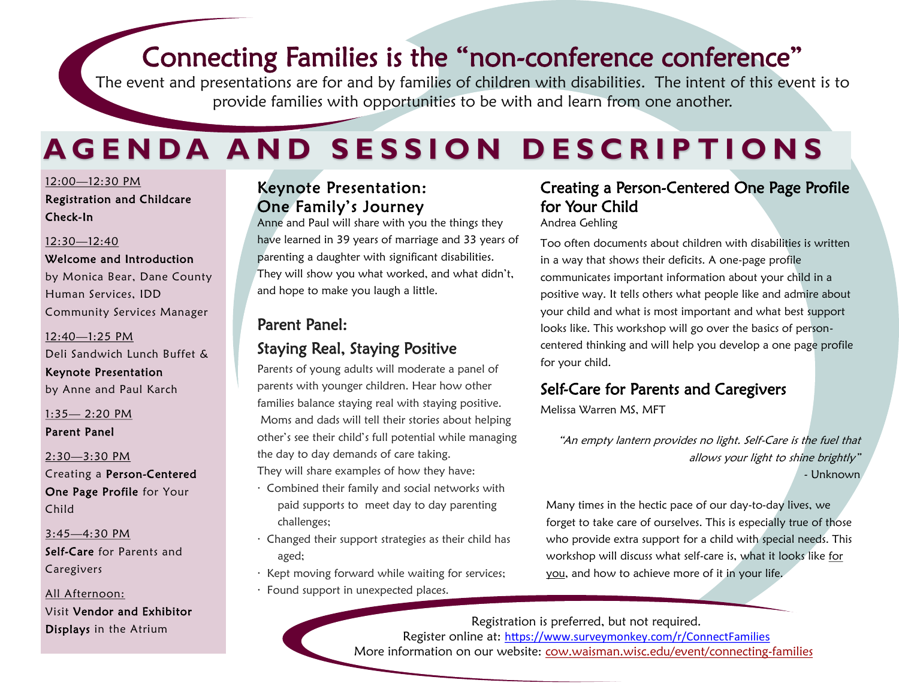# Connecting Families is the "non-conference conference"

The event and presentations are for and by families of children with disabilities. The intent of this event is to provide families with opportunities to be with and learn from one another.

## AGENDA AND SESSION DESCRIPTIONS

12:00—12:30 PM
**Registration and Childcare Check-In**

12:30—12:40
**Welcome and Introduction** by Monica Bear, Dane County Human Services, IDD Community Services Manager

12:40—1:25 PM
Deli Sandwich Lunch Buffet & **Keynote Presentation** by Anne and Paul Karch

1:35— 2:20 PM
**Parent Panel**

2:30—3:30 PM
Creating a **Person-Centered One Page Profile** for Your Child

3:45—4:30 PM
**Self-Care** for Parents and Caregivers

All Afternoon:
Visit **Vendor and Exhibitor Displays** in the Atrium

### Keynote Presentation: One Family's Journey

Anne and Paul will share with you the things they have learned in 39 years of marriage and 33 years of parenting a daughter with significant disabilities. They will show you what worked, and what didn't, and hope to make you laugh a little.

### Parent Panel: Staying Real, Staying Positive

Parents of young adults will moderate a panel of parents with younger children. Hear how other families balance staying real with staying positive. Moms and dads will tell their stories about helping other's see their child's full potential while managing the day to day demands of care taking.

They will share examples of how they have:

- Combined their family and social networks with paid supports to meet day to day parenting challenges;
- Changed their support strategies as their child has aged;
- Kept moving forward while waiting for services;
- Found support in unexpected places.

### Creating a Person-Centered One Page Profile for Your Child

Andrea Gehling

Too often documents about children with disabilities is written in a way that shows their deficits. A one-page profile communicates important information about your child in a positive way. It tells others what people like and admire about your child and what is most important and what best support looks like. This workshop will go over the basics of person-centered thinking and will help you develop a one page profile for your child.

### Self-Care for Parents and Caregivers

Melissa Warren MS, MFT

*"An empty lantern provides no light. Self-Care is the fuel that allows your light to shine brightly"*
- Unknown

Many times in the hectic pace of our day-to-day lives, we forget to take care of ourselves. This is especially true of those who provide extra support for a child with special needs. This workshop will discuss what self-care is, what it looks like for you, and how to achieve more of it in your life.

Registration is preferred, but not required.
Register online at: https://www.surveymonkey.com/r/ConnectFamilies
More information on our website: cow.waisman.wisc.edu/event/connecting-families